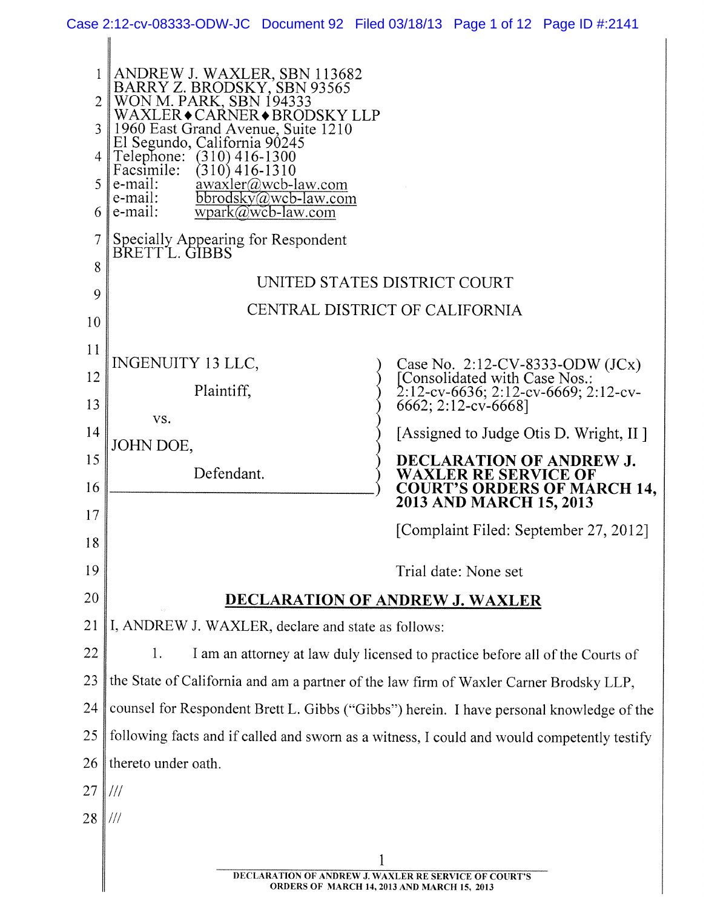ANDREW J. WAXLER, SBN 113682
BARRY Z. BRODSKY, SBN 93565
WON M. PARK, SBN 194333
WAXLER♦CARNER♦BRODSKY LLP
1960 East Grand Avenue, Suite 1210
El Segundo, California 90245
Telephone: (310) 416-1300
Facsimile: (310) 416-1310
e-mail: awaxler@wcb-law.com
e-mail: bbrodsky@wcb-law.com
e-mail: wpark@wcb-law.com

Specially Appearing for Respondent
BRETT L. GIBBS

UNITED STATES DISTRICT COURT

CENTRAL DISTRICT OF CALIFORNIA

INGENUITY 13 LLC,

Plaintiff,

vs.

JOHN DOE,

Defendant.

Case No. 2:12-CV-8333-ODW (JCx)
[Consolidated with Case Nos.: 2:12-cv-6636; 2:12-cv-6669; 2:12-cv-6662; 2:12-cv-6668]

[Assigned to Judge Otis D. Wright, II ]

**DECLARATION OF ANDREW J. WAXLER RE SERVICE OF COURT'S ORDERS OF MARCH 14, 2013 AND MARCH 15, 2013**

[Complaint Filed: September 27, 2012]

Trial date: None set

## DECLARATION OF ANDREW J. WAXLER

I, ANDREW J. WAXLER, declare and state as follows:

1. I am an attorney at law duly licensed to practice before all of the Courts of the State of California and am a partner of the law firm of Waxler Carner Brodsky LLP, counsel for Respondent Brett L. Gibbs ("Gibbs") herein. I have personal knowledge of the following facts and if called and sworn as a witness, I could and would competently testify thereto under oath.

///

///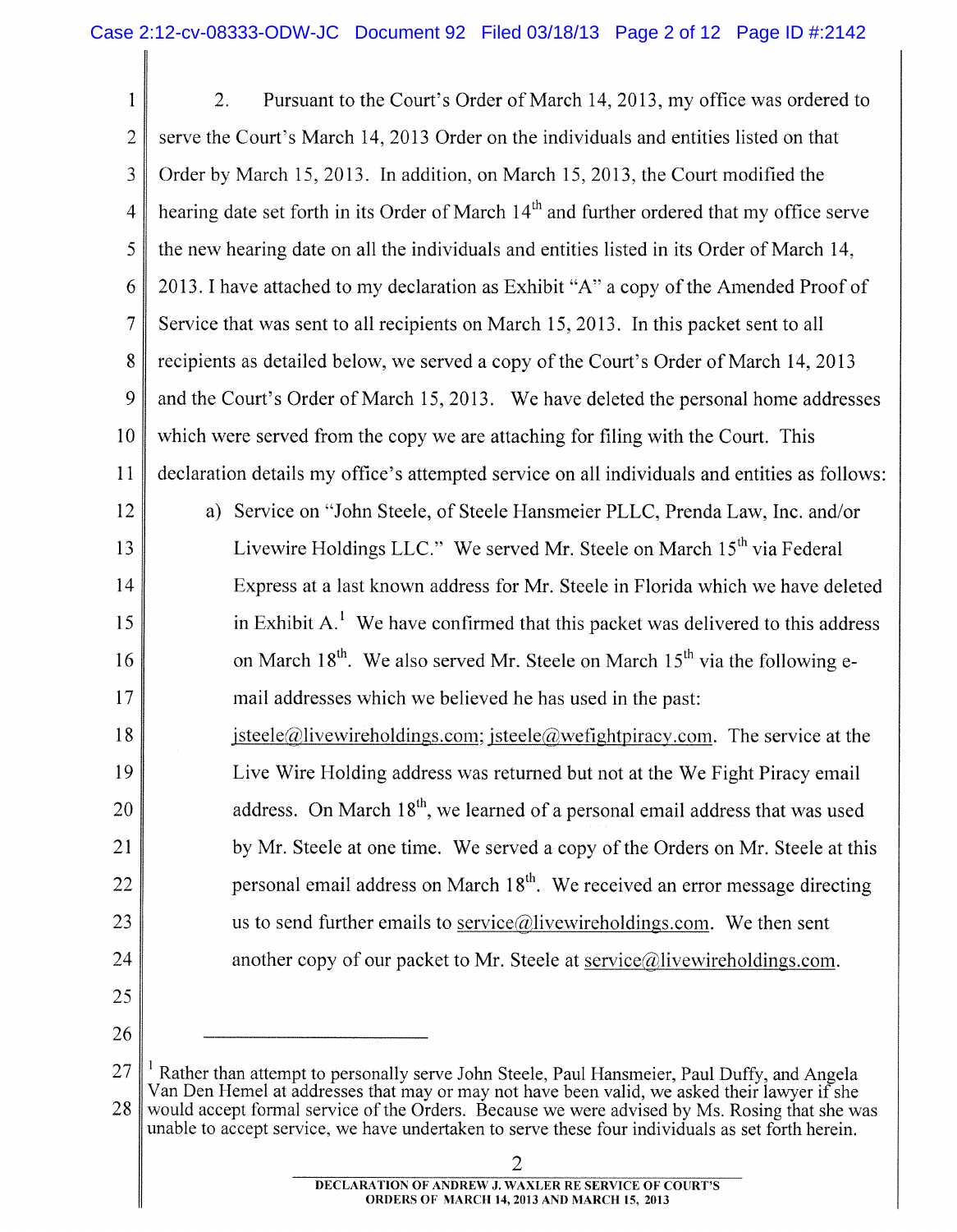2. Pursuant to the Court's Order of March 14, 2013, my office was ordered to serve the Court's March 14, 2013 Order on the individuals and entities listed on that Order by March 15, 2013. In addition, on March 15, 2013, the Court modified the hearing date set forth in its Order of March 14th and further ordered that my office serve the new hearing date on all the individuals and entities listed in its Order of March 14, 2013. I have attached to my declaration as Exhibit "A" a copy of the Amended Proof of Service that was sent to all recipients on March 15, 2013. In this packet sent to all recipients as detailed below, we served a copy of the Court's Order of March 14, 2013 and the Court's Order of March 15, 2013. We have deleted the personal home addresses which were served from the copy we are attaching for filing with the Court. This declaration details my office's attempted service on all individuals and entities as follows:

a) Service on "John Steele, of Steele Hansmeier PLLC, Prenda Law, Inc. and/or Livewire Holdings LLC." We served Mr. Steele on March 15th via Federal Express at a last known address for Mr. Steele in Florida which we have deleted in Exhibit A.[1] We have confirmed that this packet was delivered to this address on March 18th. We also served Mr. Steele on March 15th via the following e-mail addresses which we believed he has used in the past: jsteele@livewireholdings.com; jsteele@wefightpiracy.com. The service at the Live Wire Holding address was returned but not at the We Fight Piracy email address. On March 18th, we learned of a personal email address that was used by Mr. Steele at one time. We served a copy of the Orders on Mr. Steele at this personal email address on March 18th. We received an error message directing us to send further emails to service@livewireholdings.com. We then sent another copy of our packet to Mr. Steele at service@livewireholdings.com.

[1] Rather than attempt to personally serve John Steele, Paul Hansmeier, Paul Duffy, and Angela Van Den Hemel at addresses that may or may not have been valid, we asked their lawyer if she would accept formal service of the Orders. Because we were advised by Ms. Rosing that she was unable to accept service, we have undertaken to serve these four individuals as set forth herein.

DECLARATION OF ANDREW J. WAXLER RE SERVICE OF COURT'S ORDERS OF MARCH 14, 2013 AND MARCH 15, 2013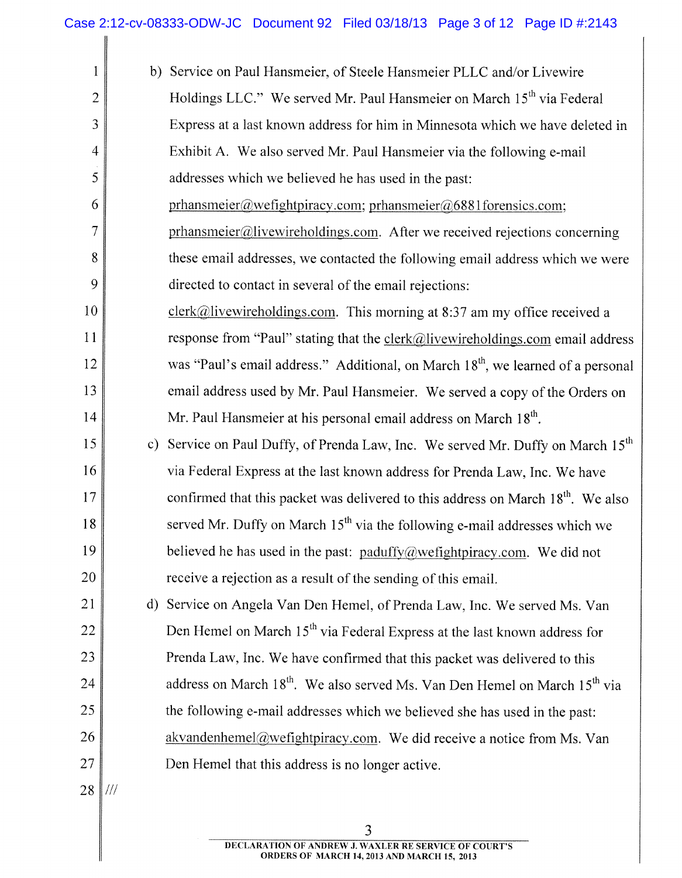b) Service on Paul Hansmeier, of Steele Hansmeier PLLC and/or Livewire Holdings LLC." We served Mr. Paul Hansmeier on March 15th via Federal Express at a last known address for him in Minnesota which we have deleted in Exhibit A. We also served Mr. Paul Hansmeier via the following e-mail addresses which we believed he has used in the past: prhansmeier@wefightpiracy.com; prhansmeier@6881forensics.com; prhansmeier@livewireholdings.com. After we received rejections concerning these email addresses, we contacted the following email address which we were directed to contact in several of the email rejections: clerk@livewireholdings.com. This morning at 8:37 am my office received a response from "Paul" stating that the clerk@livewireholdings.com email address was "Paul's email address." Additional, on March 18th, we learned of a personal email address used by Mr. Paul Hansmeier. We served a copy of the Orders on Mr. Paul Hansmeier at his personal email address on March 18th.

c) Service on Paul Duffy, of Prenda Law, Inc. We served Mr. Duffy on March 15th via Federal Express at the last known address for Prenda Law, Inc. We have confirmed that this packet was delivered to this address on March 18th. We also served Mr. Duffy on March 15th via the following e-mail addresses which we believed he has used in the past: paduffy@wefightpiracy.com. We did not receive a rejection as a result of the sending of this email.

d) Service on Angela Van Den Hemel, of Prenda Law, Inc. We served Ms. Van Den Hemel on March 15th via Federal Express at the last known address for Prenda Law, Inc. We have confirmed that this packet was delivered to this address on March 18th. We also served Ms. Van Den Hemel on March 15th via the following e-mail addresses which we believed she has used in the past: akvandenhemel@wefightpiracy.com. We did receive a notice from Ms. Van Den Hemel that this address is no longer active.

///

DECLARATION OF ANDREW J. WAXLER RE SERVICE OF COURT'S ORDERS OF MARCH 14, 2013 AND MARCH 15, 2013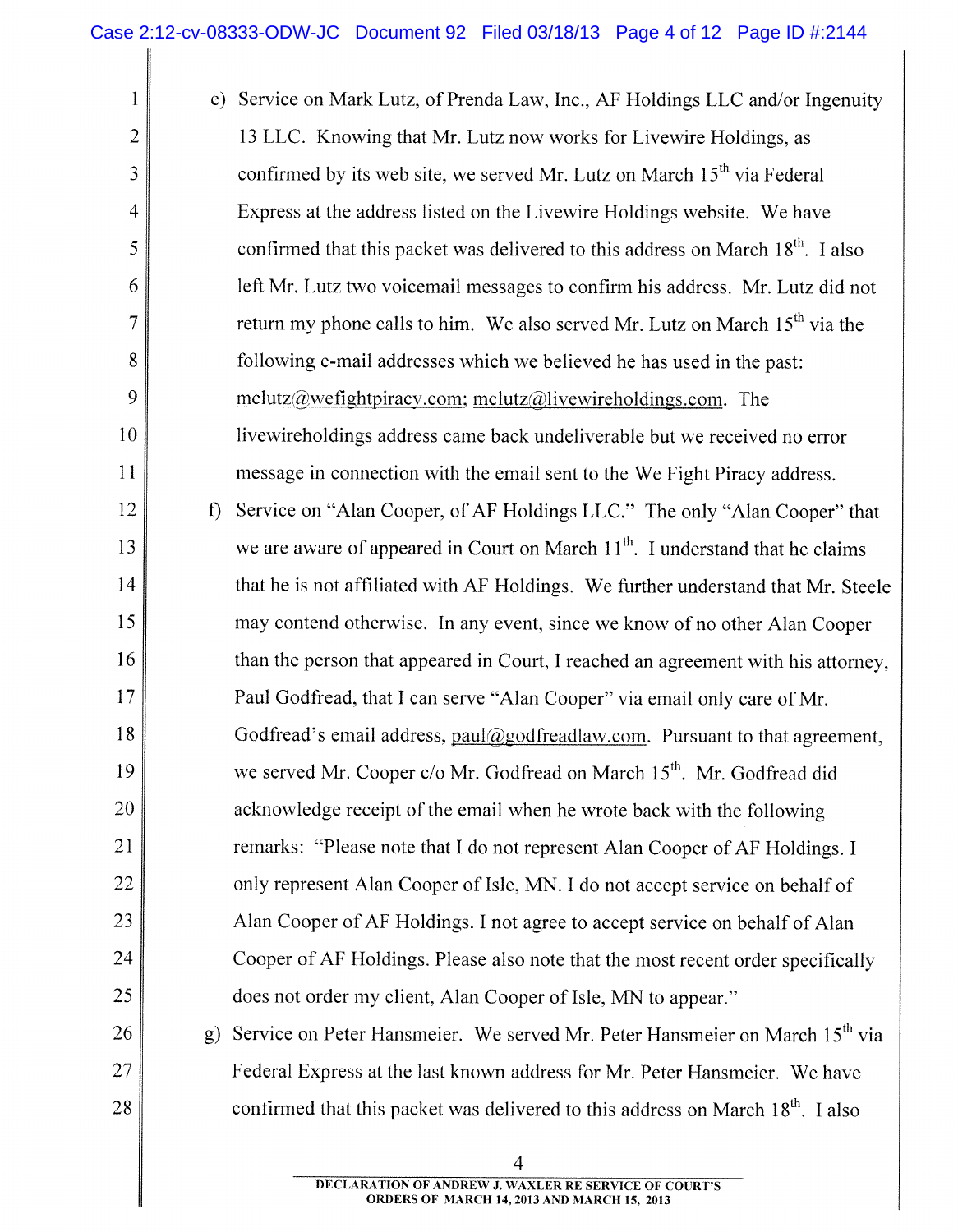e) Service on Mark Lutz, of Prenda Law, Inc., AF Holdings LLC and/or Ingenuity 13 LLC. Knowing that Mr. Lutz now works for Livewire Holdings, as confirmed by its web site, we served Mr. Lutz on March 15th via Federal Express at the address listed on the Livewire Holdings website. We have confirmed that this packet was delivered to this address on March 18th. I also left Mr. Lutz two voicemail messages to confirm his address. Mr. Lutz did not return my phone calls to him. We also served Mr. Lutz on March 15th via the following e-mail addresses which we believed he has used in the past: mclutz@wefightpiracy.com; mclutz@livewireholdings.com. The livewireholdings address came back undeliverable but we received no error message in connection with the email sent to the We Fight Piracy address.

f) Service on "Alan Cooper, of AF Holdings LLC." The only "Alan Cooper" that we are aware of appeared in Court on March 11th. I understand that he claims that he is not affiliated with AF Holdings. We further understand that Mr. Steele may contend otherwise. In any event, since we know of no other Alan Cooper than the person that appeared in Court, I reached an agreement with his attorney, Paul Godfread, that I can serve "Alan Cooper" via email only care of Mr. Godfread's email address, paul@godfreadlaw.com. Pursuant to that agreement, we served Mr. Cooper c/o Mr. Godfread on March 15th. Mr. Godfread did acknowledge receipt of the email when he wrote back with the following remarks: "Please note that I do not represent Alan Cooper of AF Holdings. I only represent Alan Cooper of Isle, MN. I do not accept service on behalf of Alan Cooper of AF Holdings. I not agree to accept service on behalf of Alan Cooper of AF Holdings. Please also note that the most recent order specifically does not order my client, Alan Cooper of Isle, MN to appear."

g) Service on Peter Hansmeier. We served Mr. Peter Hansmeier on March 15th via Federal Express at the last known address for Mr. Peter Hansmeier. We have confirmed that this packet was delivered to this address on March 18th. I also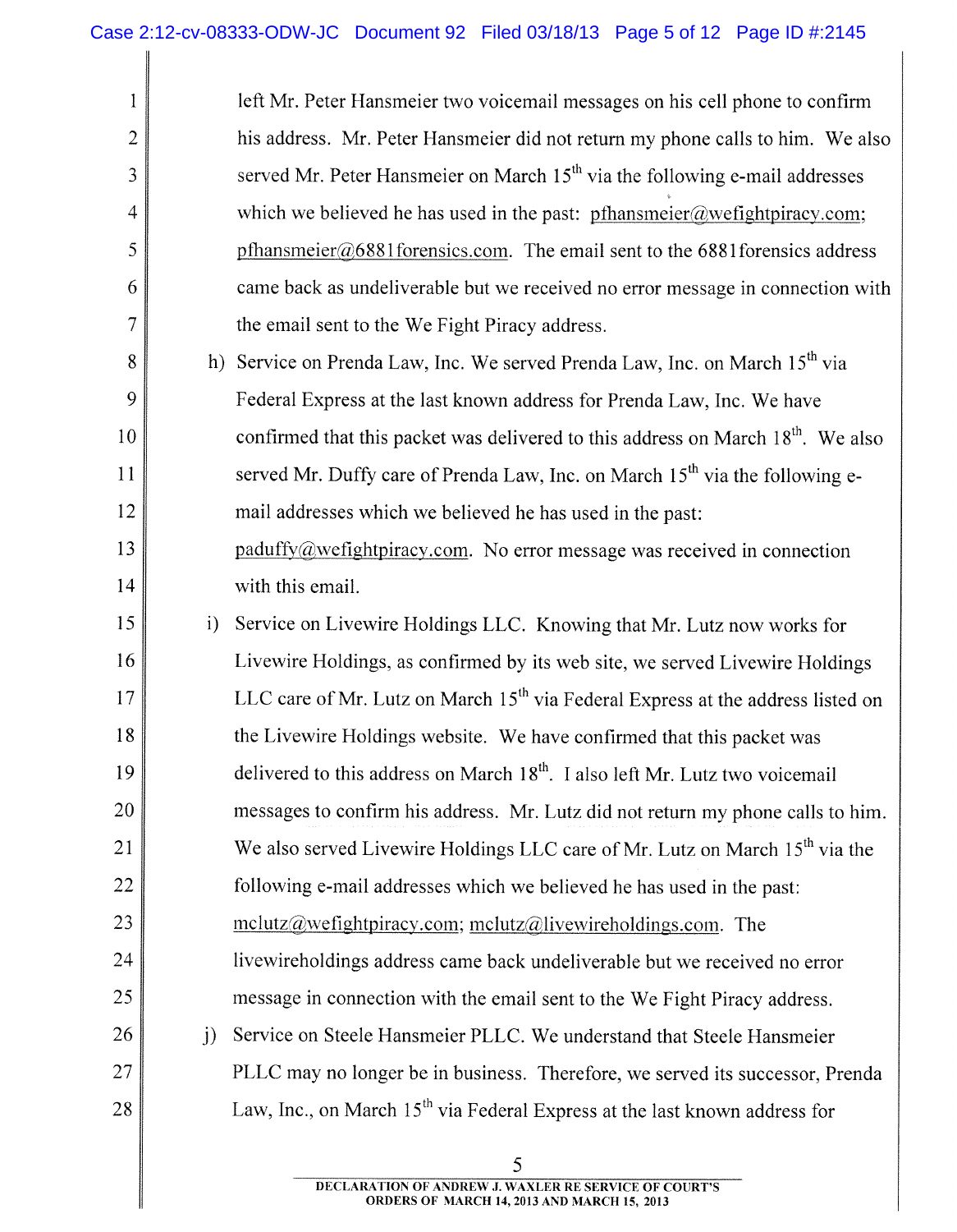left Mr. Peter Hansmeier two voicemail messages on his cell phone to confirm his address. Mr. Peter Hansmeier did not return my phone calls to him. We also served Mr. Peter Hansmeier on March 15th via the following e-mail addresses which we believed he has used in the past: pfhansmeier@wefightpiracy.com; pfhansmeier@6881forensics.com. The email sent to the 6881forensics address came back as undeliverable but we received no error message in connection with the email sent to the We Fight Piracy address.

h) Service on Prenda Law, Inc. We served Prenda Law, Inc. on March 15th via Federal Express at the last known address for Prenda Law, Inc. We have confirmed that this packet was delivered to this address on March 18th. We also served Mr. Duffy care of Prenda Law, Inc. on March 15th via the following e-mail addresses which we believed he has used in the past: paduffy@wefightpiracy.com. No error message was received in connection with this email.

i) Service on Livewire Holdings LLC. Knowing that Mr. Lutz now works for Livewire Holdings, as confirmed by its web site, we served Livewire Holdings LLC care of Mr. Lutz on March 15th via Federal Express at the address listed on the Livewire Holdings website. We have confirmed that this packet was delivered to this address on March 18th. I also left Mr. Lutz two voicemail messages to confirm his address. Mr. Lutz did not return my phone calls to him. We also served Livewire Holdings LLC care of Mr. Lutz on March 15th via the following e-mail addresses which we believed he has used in the past: mclutz@wefightpiracy.com; mclutz@livewireholdings.com. The livewireholdings address came back undeliverable but we received no error message in connection with the email sent to the We Fight Piracy address.

j) Service on Steele Hansmeier PLLC. We understand that Steele Hansmeier PLLC may no longer be in business. Therefore, we served its successor, Prenda Law, Inc., on March 15th via Federal Express at the last known address for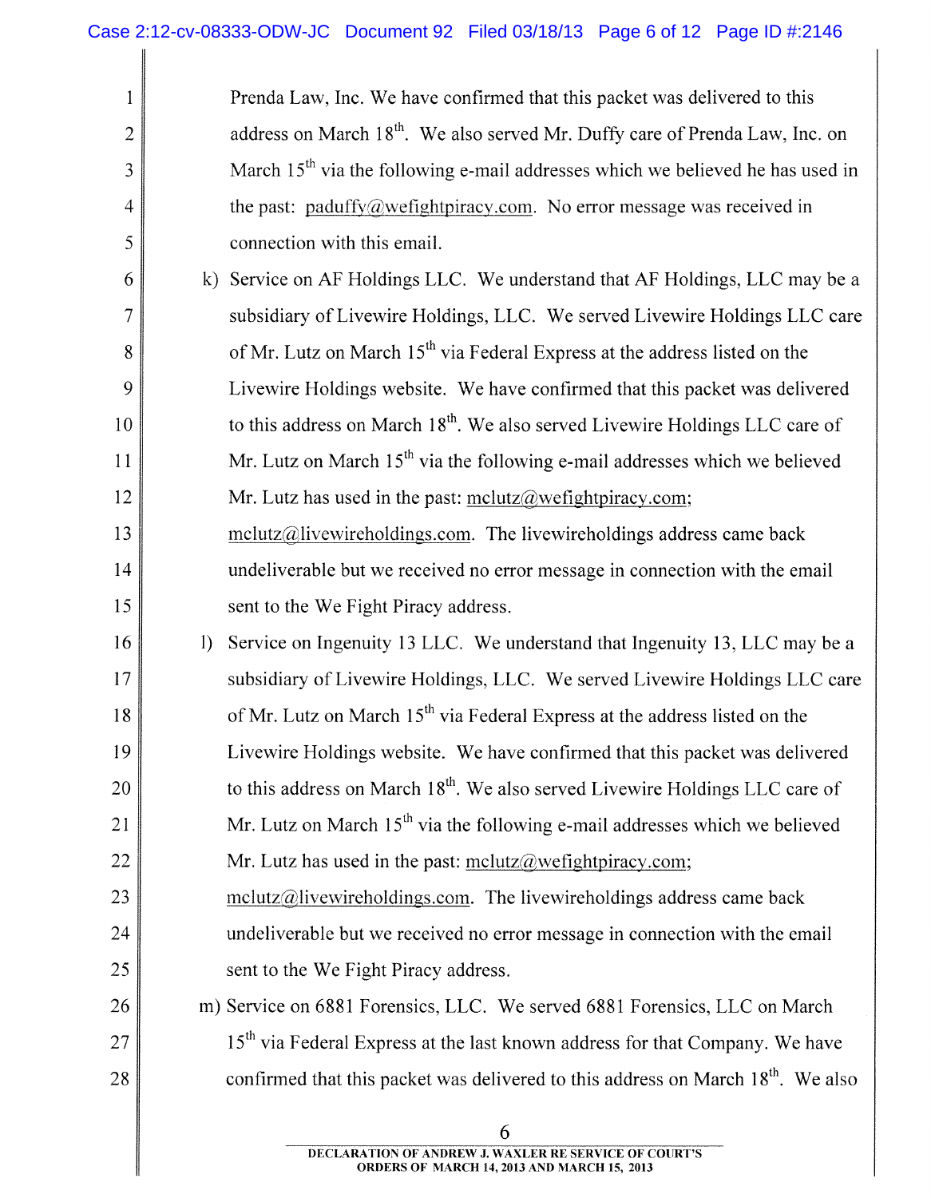Prenda Law, Inc. We have confirmed that this packet was delivered to this address on March 18th. We also served Mr. Duffy care of Prenda Law, Inc. on March 15th via the following e-mail addresses which we believed he has used in the past: paduffy@wefightpiracy.com. No error message was received in connection with this email.

k) Service on AF Holdings LLC. We understand that AF Holdings, LLC may be a subsidiary of Livewire Holdings, LLC. We served Livewire Holdings LLC care of Mr. Lutz on March 15th via Federal Express at the address listed on the Livewire Holdings website. We have confirmed that this packet was delivered to this address on March 18th. We also served Livewire Holdings LLC care of Mr. Lutz on March 15th via the following e-mail addresses which we believed Mr. Lutz has used in the past: mclutz@wefightpiracy.com; mclutz@livewireholdings.com. The livewireholdings address came back undeliverable but we received no error message in connection with the email sent to the We Fight Piracy address.

l) Service on Ingenuity 13 LLC. We understand that Ingenuity 13, LLC may be a subsidiary of Livewire Holdings, LLC. We served Livewire Holdings LLC care of Mr. Lutz on March 15th via Federal Express at the address listed on the Livewire Holdings website. We have confirmed that this packet was delivered to this address on March 18th. We also served Livewire Holdings LLC care of Mr. Lutz on March 15th via the following e-mail addresses which we believed Mr. Lutz has used in the past: mclutz@wefightpiracy.com; mclutz@livewireholdings.com. The livewireholdings address came back undeliverable but we received no error message in connection with the email sent to the We Fight Piracy address.

m) Service on 6881 Forensics, LLC. We served 6881 Forensics, LLC on March 15th via Federal Express at the last known address for that Company. We have confirmed that this packet was delivered to this address on March 18th. We also

DECLARATION OF ANDREW J. WAXLER RE SERVICE OF COURT'S ORDERS OF MARCH 14, 2013 AND MARCH 15, 2013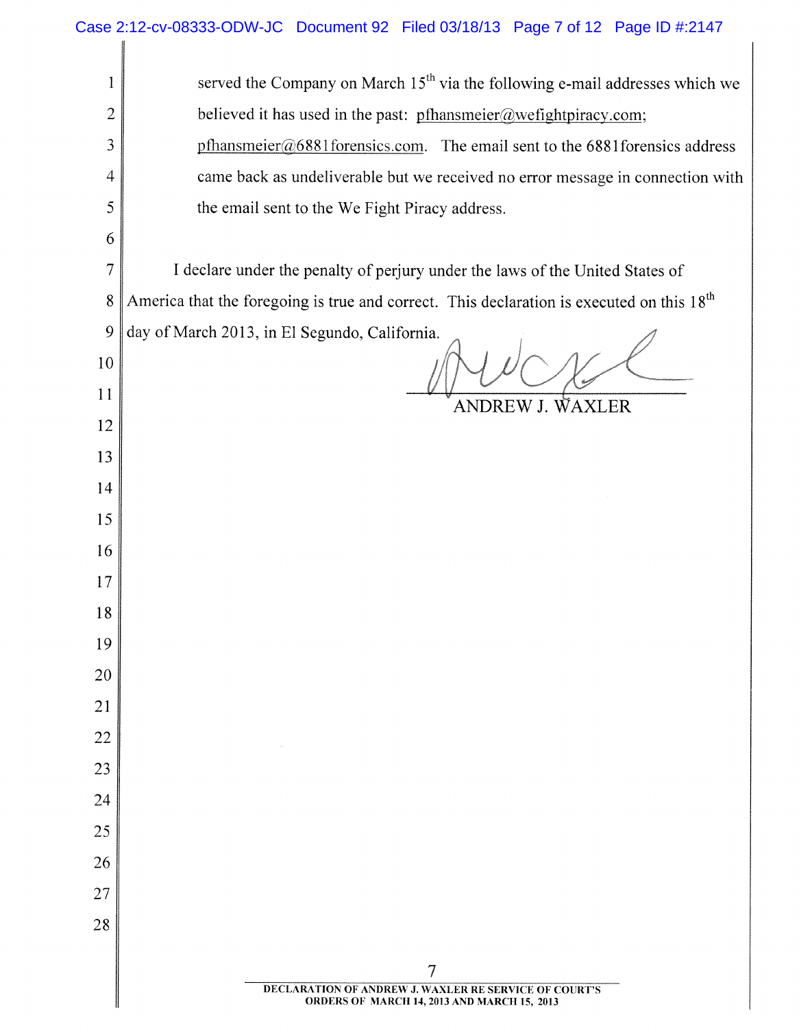served the Company on March 15th via the following e-mail addresses which we believed it has used in the past: pfhansmeier@wefightpiracy.com; pfhansmeier@6881forensics.com. The email sent to the 6881forensics address came back as undeliverable but we received no error message in connection with the email sent to the We Fight Piracy address.

I declare under the penalty of perjury under the laws of the United States of America that the foregoing is true and correct. This declaration is executed on this 18th day of March 2013, in El Segundo, California.

ANDREW J. WAXLER

DECLARATION OF ANDREW J. WAXLER RE SERVICE OF COURT'S ORDERS OF MARCH 14, 2013 AND MARCH 15, 2013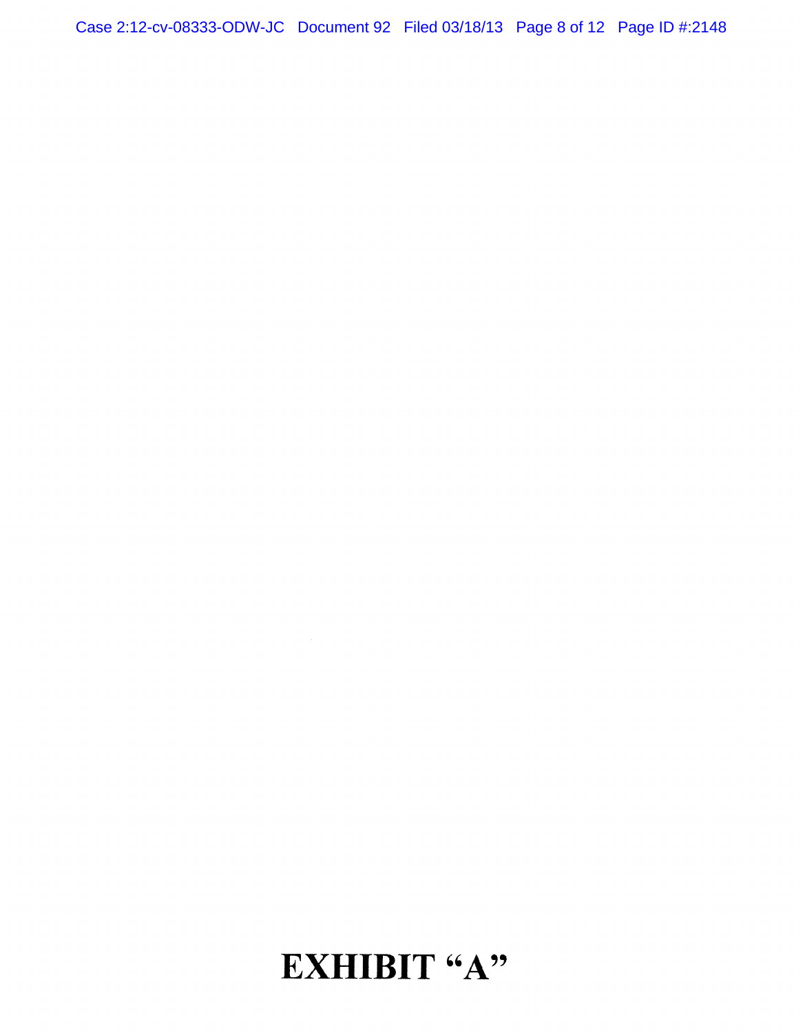# EXHIBIT "A"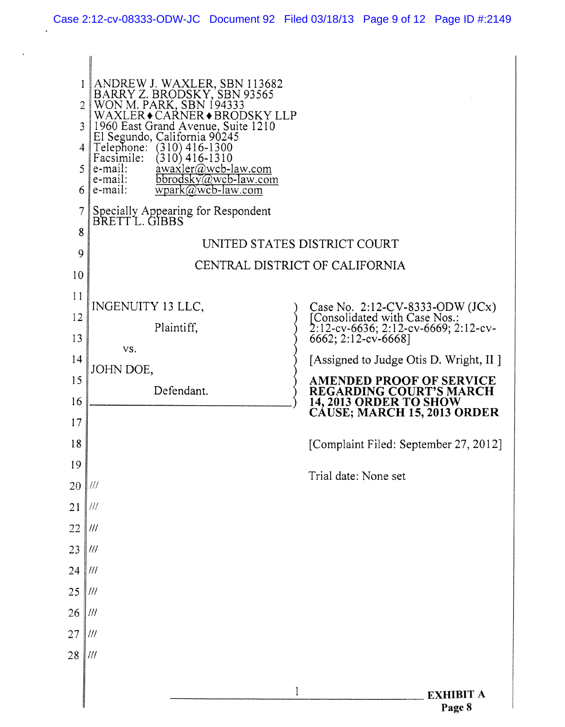ANDREW J. WAXLER, SBN 113682
BARRY Z. BRODSKY, SBN 93565
WON M. PARK, SBN 194333
WAXLER♦CARNER♦BRODSKY LLP
1960 East Grand Avenue, Suite 1210
El Segundo, California 90245
Telephone: (310) 416-1300
Facsimile: (310) 416-1310
e-mail: awaxler@wcb-law.com
e-mail: bbrodsky@wcb-law.com
e-mail: wpark@wcb-law.com

Specially Appearing for Respondent
BRETT L. GIBBS

UNITED STATES DISTRICT COURT

CENTRAL DISTRICT OF CALIFORNIA

| | |
|---|---|
| INGENUITY 13 LLC,<br><br>Plaintiff,<br><br>vs.<br><br>JOHN DOE,<br><br>Defendant. | Case No. 2:12-CV-8333-ODW (JCx)<br>[Consolidated with Case Nos.: 2:12-cv-6636; 2:12-cv-6669; 2:12-cv-6662; 2:12-cv-6668]<br><br>[Assigned to Judge Otis D. Wright, II ]<br><br>**AMENDED PROOF OF SERVICE REGARDING COURT'S MARCH 14, 2013 ORDER TO SHOW CAUSE; MARCH 15, 2013 ORDER**<br><br>[Complaint Filed: September 27, 2012]<br><br>Trial date: None set |

///
///
///
///
///
///
///
///
///

**EXHIBIT A**
**Page 8**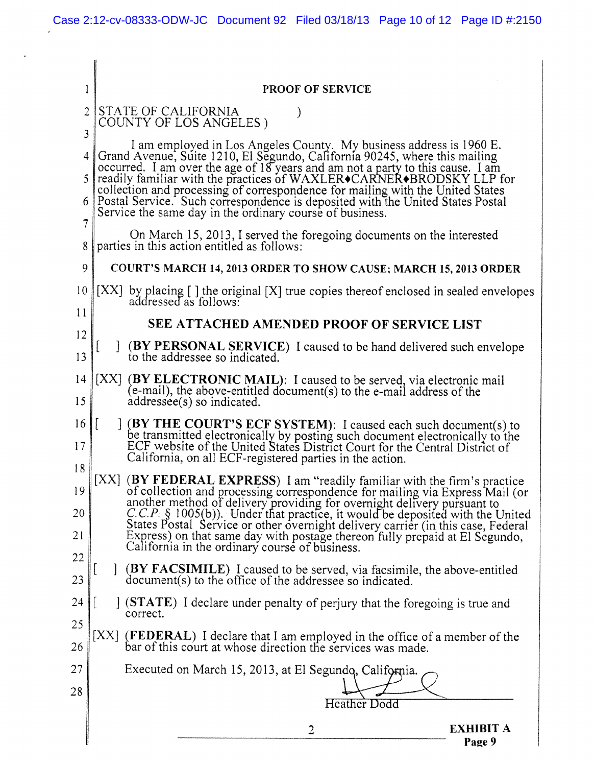# PROOF OF SERVICE

STATE OF CALIFORNIA )
COUNTY OF LOS ANGELES )

I am employed in Los Angeles County. My business address is 1960 E. Grand Avenue, Suite 1210, El Segundo, California 90245, where this mailing occurred. I am over the age of 18 years and am not a party to this cause. I am readily familiar with the practices of WAXLER♦CARNER♦BRODSKY LLP for collection and processing of correspondence for mailing with the United States Postal Service. Such correspondence is deposited with the United States Postal Service the same day in the ordinary course of business.

On March 15, 2013, I served the foregoing documents on the interested parties in this action entitled as follows:

**COURT'S MARCH 14, 2013 ORDER TO SHOW CAUSE; MARCH 15, 2013 ORDER**

[XX] by placing [ ] the original [X] true copies thereof enclosed in sealed envelopes addressed as follows:

**SEE ATTACHED AMENDED PROOF OF SERVICE LIST**

[ ] **(BY PERSONAL SERVICE)** I caused to be hand delivered such envelope to the addressee so indicated.

[XX] **(BY ELECTRONIC MAIL)**: I caused to be served, via electronic mail (e-mail), the above-entitled document(s) to the e-mail address of the addressee(s) so indicated.

[ ] **(BY THE COURT'S ECF SYSTEM)**: I caused each such document(s) to be transmitted electronically by posting such document electronically to the ECF website of the United States District Court for the Central District of California, on all ECF-registered parties in the action.

[XX] **(BY FEDERAL EXPRESS)** I am "readily familiar with the firm's practice of collection and processing correspondence for mailing via Express Mail (or another method of delivery providing for overnight delivery pursuant to *C.C.P.* § 1005(b)). Under that practice, it would be deposited with the United States Postal Service or other overnight delivery carrier (in this case, Federal Express) on that same day with postage thereon fully prepaid at El Segundo, California in the ordinary course of business.

[ ] **(BY FACSIMILE)** I caused to be served, via facsimile, the above-entitled document(s) to the office of the addressee so indicated.

[ ] **(STATE)** I declare under penalty of perjury that the foregoing is true and correct.

[XX] **(FEDERAL)** I declare that I am employed in the office of a member of the bar of this court at whose direction the services was made.

Executed on March 15, 2013, at El Segundo, California.

Heather Dodd

**EXHIBIT A**
**Page 9**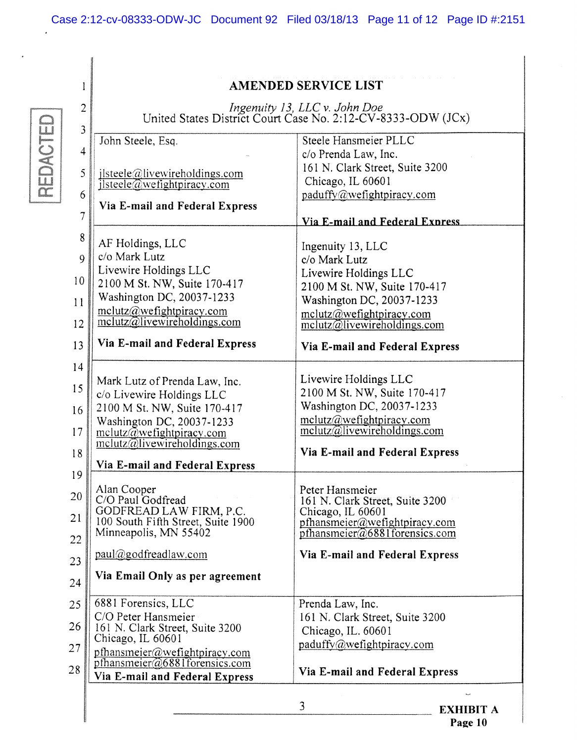# AMENDED SERVICE LIST

*Ingenuity 13, LLC v. John Doe*
United States District Court Case No. 2:12-CV-8333-ODW (JCx)

| | |
|---|---|
| John Steele, Esq.<br><br>jlsteele@livewireholdings.com<br>jlsteele@wefightpiracy.com<br><br>**Via E-mail and Federal Express** | Steele Hansmeier PLLC<br>c/o Prenda Law, Inc.<br>161 N. Clark Street, Suite 3200<br>Chicago, IL 60601<br>paduffy@wefightpiracy.com<br><br>**Via E-mail and Federal Express** |
| AF Holdings, LLC<br>c/o Mark Lutz<br>Livewire Holdings LLC<br>2100 M St. NW, Suite 170-417<br>Washington DC, 20037-1233<br>mclutz@wefightpiracy.com<br>mclutz@livewireholdings.com<br><br>**Via E-mail and Federal Express** | Ingenuity 13, LLC<br>c/o Mark Lutz<br>Livewire Holdings LLC<br>2100 M St. NW, Suite 170-417<br>Washington DC, 20037-1233<br>mclutz@wefightpiracy.com<br>mclutz@livewireholdings.com<br><br>**Via E-mail and Federal Express** |
| Mark Lutz of Prenda Law, Inc.<br>c/o Livewire Holdings LLC<br>2100 M St. NW, Suite 170-417<br>Washington DC, 20037-1233<br>mclutz@wefightpiracy.com<br>mclutz@livewireholdings.com<br><br>**Via E-mail and Federal Express** | Livewire Holdings LLC<br>2100 M St. NW, Suite 170-417<br>Washington DC, 20037-1233<br>mclutz@wefightpiracy.com<br>mclutz@livewireholdings.com<br><br>**Via E-mail and Federal Express** |
| Alan Cooper<br>C/O Paul Godfread<br>GODFREAD LAW FIRM, P.C.<br>100 South Fifth Street, Suite 1900<br>Minneapolis, MN 55402<br><br>paul@godfreadlaw.com<br><br>**Via Email Only as per agreement** | Peter Hansmeier<br>161 N. Clark Street, Suite 3200<br>Chicago, IL 60601<br>pfhansmeier@wefightpiracy.com<br>pfhansmeier@6881forensics.com<br><br>**Via E-mail and Federal Express** |
| 6881 Forensics, LLC<br>C/O Peter Hansmeier<br>161 N. Clark Street, Suite 3200<br>Chicago, IL 60601<br>pfhansmeier@wefightpiracy.com<br>pfhansmeier@6881forensics.com<br>**Via E-mail and Federal Express** | Prenda Law, Inc.<br>161 N. Clark Street, Suite 3200<br>Chicago, IL. 60601<br>paduffy@wefightpiracy.com<br><br>**Via E-mail and Federal Express** |

**EXHIBIT A**
**Page 10**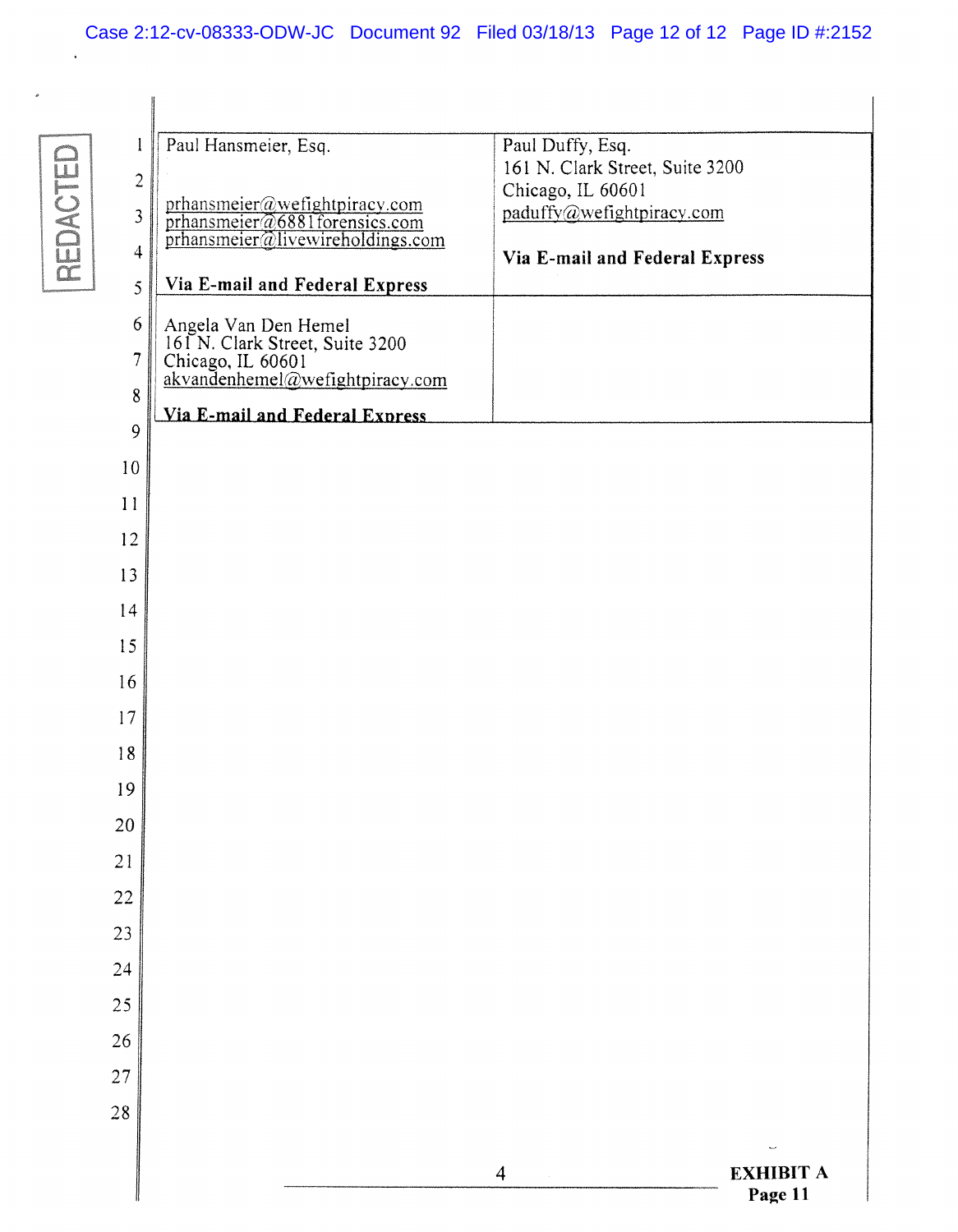REDACTED

| | |
|---|---|
| Paul Hansmeier, Esq.<br><br>prhansmeier@wefightpiracy.com<br>prhansmeier@6881forensics.com<br>prhansmeier@livewireholdings.com<br><br>**Via E-mail and Federal Express** | Paul Duffy, Esq.<br>161 N. Clark Street, Suite 3200<br>Chicago, IL 60601<br>paduffy@wefightpiracy.com<br><br>**Via E-mail and Federal Express** |
| Angela Van Den Hemel<br>161 N. Clark Street, Suite 3200<br>Chicago, IL 60601<br>akvandenhemel@wefightpiracy.com<br><br>**Via E-mail and Federal Express** | |

**EXHIBIT A**
**Page 11**